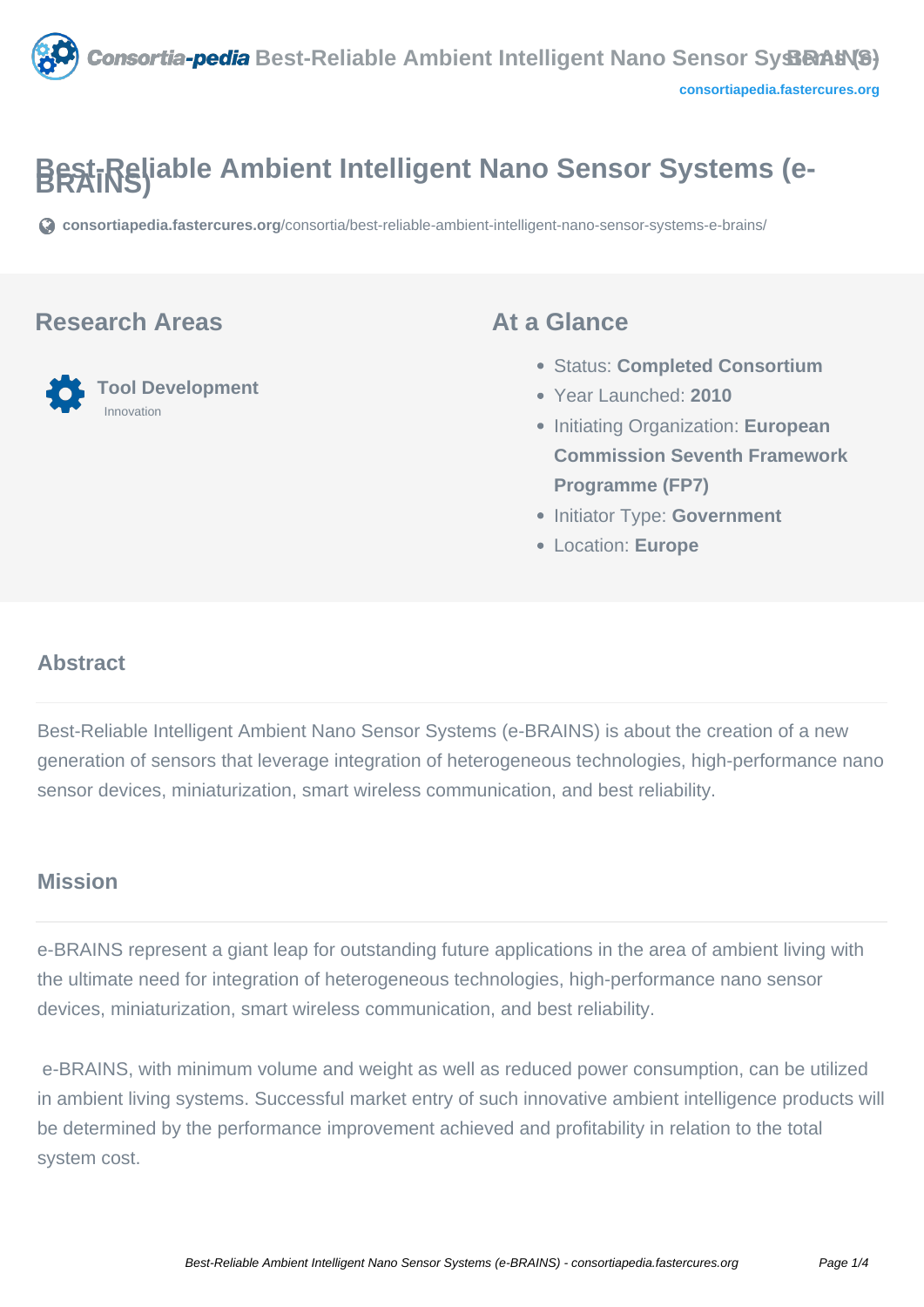# Best-Reliable Ambient Intelligent Nano Sensor Systems (e-BRAINS)

consortiapedia.fastercures.org/consortia/best-reliable-ambient-intelligent-nano-sensor-systems-e-brains/

## Research Areas

**Tool Development**
Innovation

## At a Glance

- Status: **Completed Consortium**
- Year Launched: **2010**
- Initiating Organization: **European Commission Seventh Framework Programme (FP7)**
- Initiator Type: **Government**
- Location: **Europe**

## Abstract

Best-Reliable Intelligent Ambient Nano Sensor Systems (e-BRAINS) is about the creation of a new generation of sensors that leverage integration of heterogeneous technologies, high-performance nano sensor devices, miniaturization, smart wireless communication, and best reliability.

## Mission

e-BRAINS represent a giant leap for outstanding future applications in the area of ambient living with the ultimate need for integration of heterogeneous technologies, high-performance nano sensor devices, miniaturization, smart wireless communication, and best reliability.

e-BRAINS, with minimum volume and weight as well as reduced power consumption, can be utilized in ambient living systems. Successful market entry of such innovative ambient intelligence products will be determined by the performance improvement achieved and profitability in relation to the total system cost.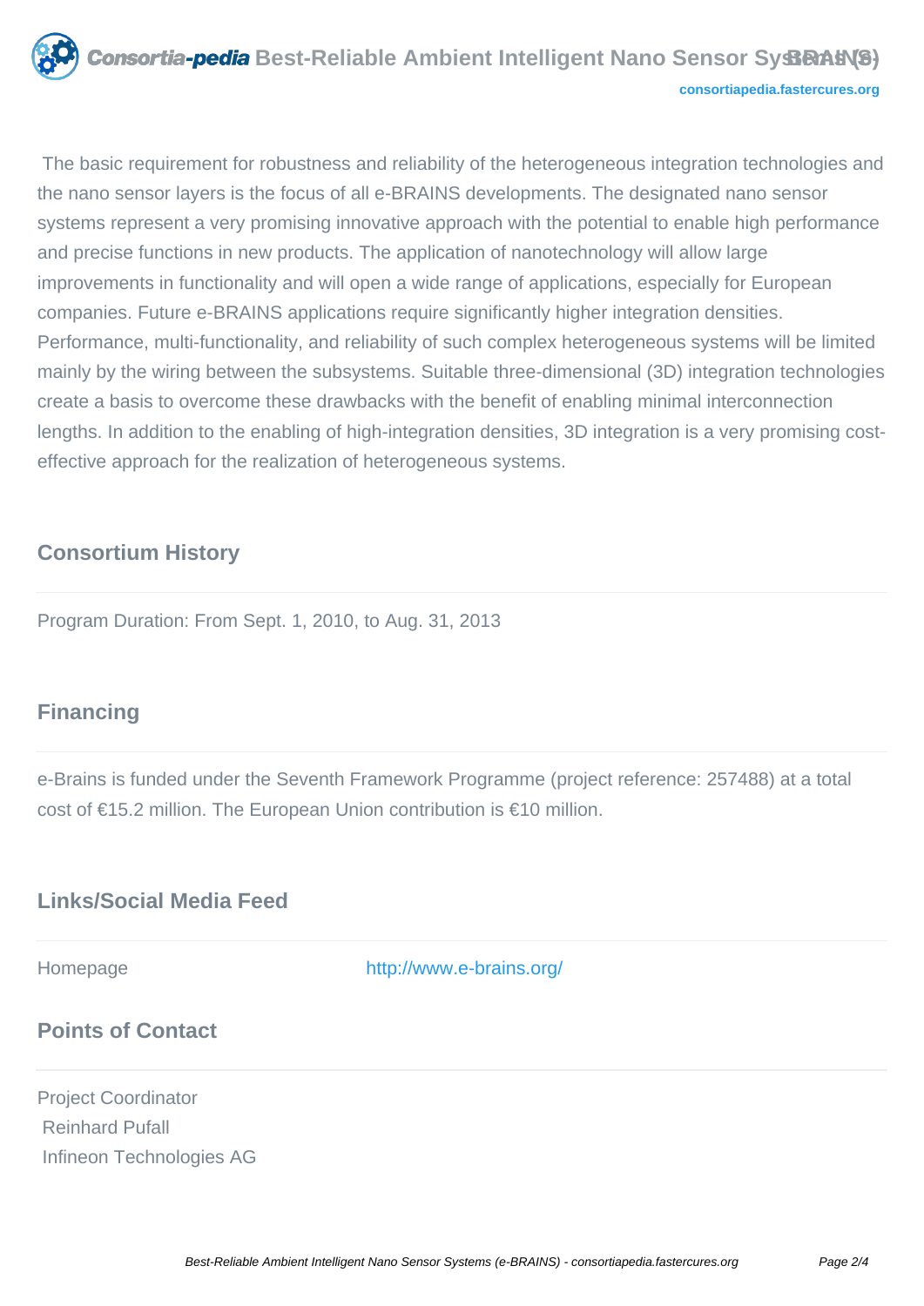The basic requirement for robustness and reliability of the heterogeneous integration technologies and the nano sensor layers is the focus of all e-BRAINS developments. The designated nano sensor systems represent a very promising innovative approach with the potential to enable high performance and precise functions in new products. The application of nanotechnology will allow large improvements in functionality and will open a wide range of applications, especially for European companies. Future e-BRAINS applications require significantly higher integration densities. Performance, multi-functionality, and reliability of such complex heterogeneous systems will be limited mainly by the wiring between the subsystems. Suitable three-dimensional (3D) integration technologies create a basis to overcome these drawbacks with the benefit of enabling minimal interconnection lengths. In addition to the enabling of high-integration densities, 3D integration is a very promising cost-effective approach for the realization of heterogeneous systems.

## Consortium History

Program Duration: From Sept. 1, 2010, to Aug. 31, 2013

## Financing

e-Brains is funded under the Seventh Framework Programme (project reference: 257488) at a total cost of €15.2 million. The European Union contribution is €10 million.

## Links/Social Media Feed

Homepage http://www.e-brains.org/

## Points of Contact

Project Coordinator
Reinhard Pufall
Infineon Technologies AG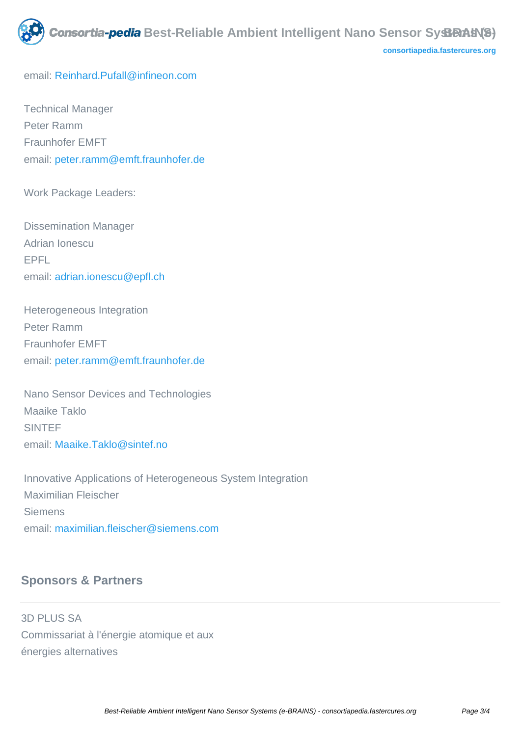email: Reinhard.Pufall@infineon.com

Technical Manager
Peter Ramm
Fraunhofer EMFT
email: peter.ramm@emft.fraunhofer.de

Work Package Leaders:

Dissemination Manager
Adrian Ionescu
EPFL
email: adrian.ionescu@epfl.ch

Heterogeneous Integration
Peter Ramm
Fraunhofer EMFT
email: peter.ramm@emft.fraunhofer.de

Nano Sensor Devices and Technologies
Maaike Taklo
SINTEF
email: Maaike.Taklo@sintef.no

Innovative Applications of Heterogeneous System Integration
Maximilian Fleischer
Siemens
email: maximilian.fleischer@siemens.com

## Sponsors & Partners

3D PLUS SA
Commissariat à l'énergie atomique et aux énergies alternatives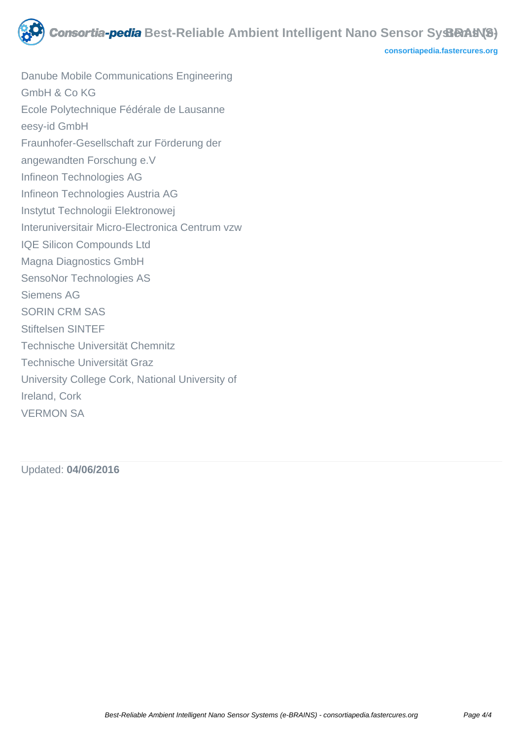Danube Mobile Communications Engineering GmbH & Co KG
Ecole Polytechnique Fédérale de Lausanne
eesy-id GmbH
Fraunhofer-Gesellschaft zur Förderung der angewandten Forschung e.V
Infineon Technologies AG
Infineon Technologies Austria AG
Instytut Technologii Elektronowej
Interuniversitair Micro-Electronica Centrum vzw
IQE Silicon Compounds Ltd
Magna Diagnostics GmbH
SensoNor Technologies AS
Siemens AG
SORIN CRM SAS
Stiftelsen SINTEF
Technische Universität Chemnitz
Technische Universität Graz
University College Cork, National University of Ireland, Cork
VERMON SA

Updated: **04/06/2016**